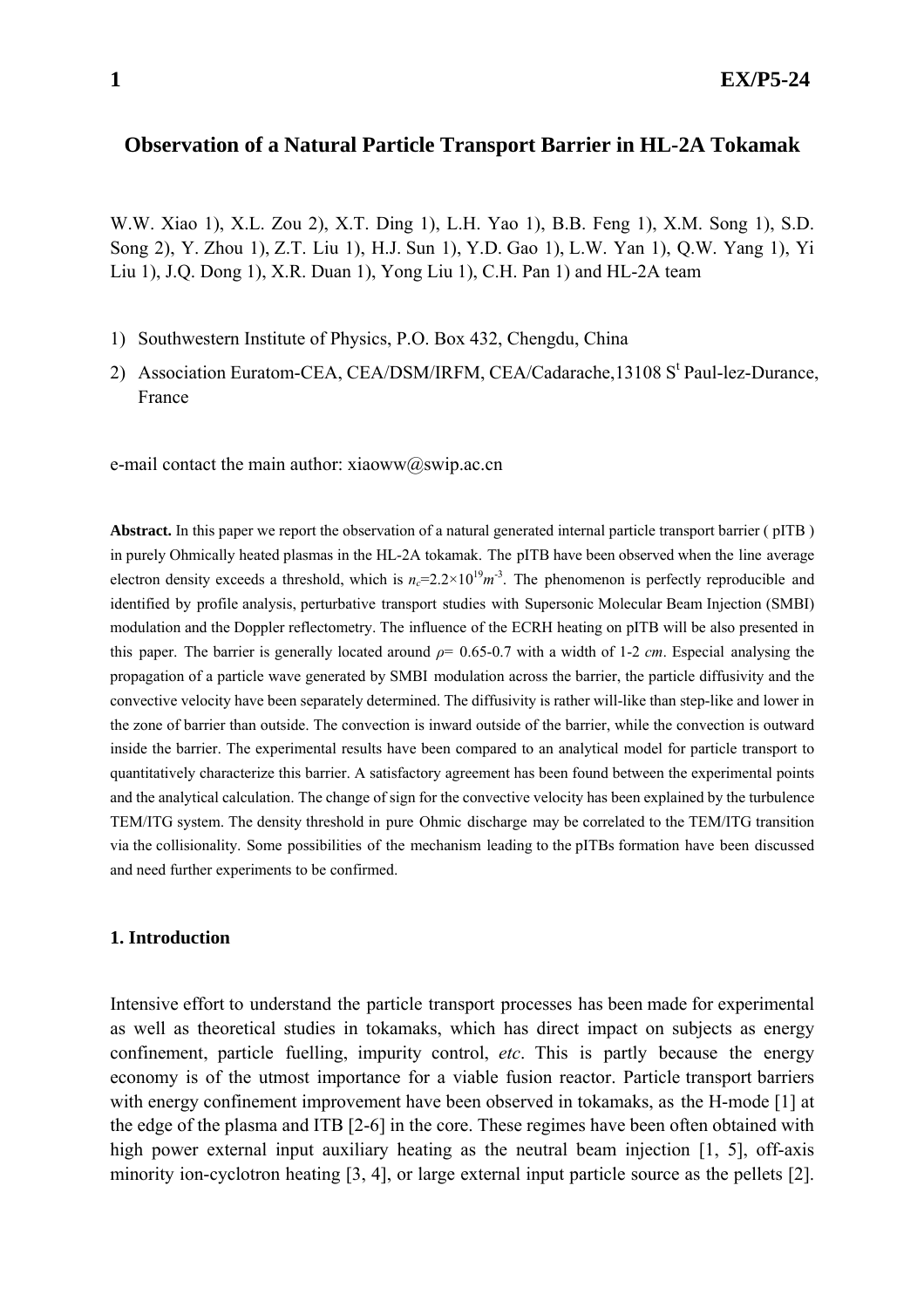# Observation of a Natural Particle Transport Barrier in HL-2A Tokamak

W.W. Xiao 1), X.L. Zou 2), X.T. Ding 1), L.H. Yao 1), B.B. Feng 1), X.M. Song 1), S.D. Song 2), Y. Zhou 1), Z.T. Liu 1), H.J. Sun 1), Y.D. Gao 1), L.W. Yan 1), Q.W. Yang 1), Yi Liu 1), J.Q. Dong 1), X.R. Duan 1), Yong Liu 1), C.H. Pan 1) and HL-2A team

1) Southwestern Institute of Physics, P.O. Box 432, Chengdu, China
2) Association Euratom-CEA, CEA/DSM/IRFM, CEA/Cadarache,13108 S[t] Paul-lez-Durance, France

e-mail contact the main author: xiaoww@swip.ac.cn

**Abstract.** In this paper we report the observation of a natural generated internal particle transport barrier ( pITB ) in purely Ohmically heated plasmas in the HL-2A tokamak. The pITB have been observed when the line average electron density exceeds a threshold, which is $n_c$=2.2×10$^{19}$$m^{-3}$. The phenomenon is perfectly reproducible and identified by profile analysis, perturbative transport studies with Supersonic Molecular Beam Injection (SMBI) modulation and the Doppler reflectometry. The influence of the ECRH heating on pITB will be also presented in this paper. The barrier is generally located around $\rho$= 0.65-0.7 with a width of 1-2 *cm*. Especial analysing the propagation of a particle wave generated by SMBI modulation across the barrier, the particle diffusivity and the convective velocity have been separately determined. The diffusivity is rather will-like than step-like and lower in the zone of barrier than outside. The convection is inward outside of the barrier, while the convection is outward inside the barrier. The experimental results have been compared to an analytical model for particle transport to quantitatively characterize this barrier. A satisfactory agreement has been found between the experimental points and the analytical calculation. The change of sign for the convective velocity has been explained by the turbulence TEM/ITG system. The density threshold in pure Ohmic discharge may be correlated to the TEM/ITG transition via the collisionality. Some possibilities of the mechanism leading to the pITBs formation have been discussed and need further experiments to be confirmed.

## 1. Introduction

Intensive effort to understand the particle transport processes has been made for experimental as well as theoretical studies in tokamaks, which has direct impact on subjects as energy confinement, particle fuelling, impurity control, *etc*. This is partly because the energy economy is of the utmost importance for a viable fusion reactor. Particle transport barriers with energy confinement improvement have been observed in tokamaks, as the H-mode [1] at the edge of the plasma and ITB [2-6] in the core. These regimes have been often obtained with high power external input auxiliary heating as the neutral beam injection [1, 5], off-axis minority ion-cyclotron heating [3, 4], or large external input particle source as the pellets [2].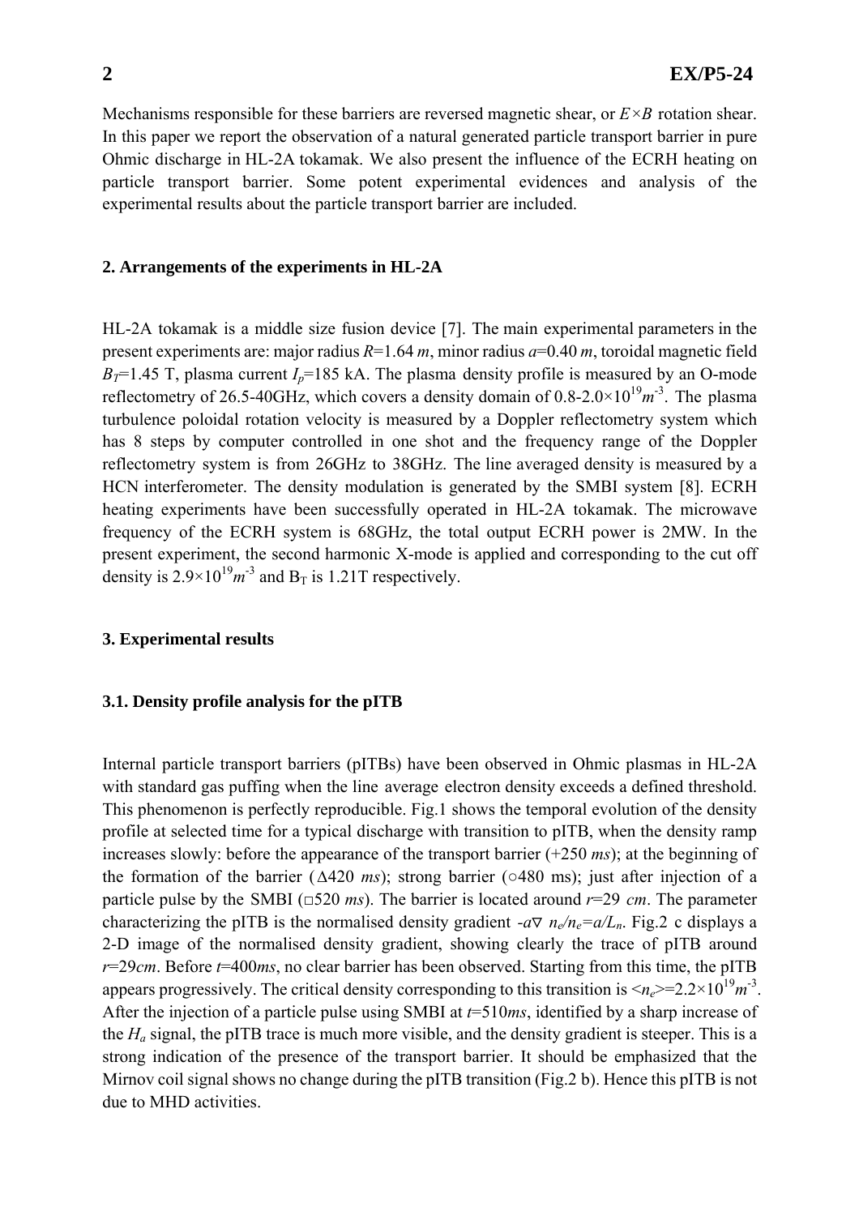Mechanisms responsible for these barriers are reversed magnetic shear, or $E\times B$ rotation shear. In this paper we report the observation of a natural generated particle transport barrier in pure Ohmic discharge in HL-2A tokamak. We also present the influence of the ECRH heating on particle transport barrier. Some potent experimental evidences and analysis of the experimental results about the particle transport barrier are included.

## 2. Arrangements of the experiments in HL-2A

HL-2A tokamak is a middle size fusion device [7]. The main experimental parameters in the present experiments are: major radius $R$=1.64 $m$, minor radius $a$=0.40 $m$, toroidal magnetic field $B_T$=1.45 T, plasma current $I_p$=185 kA. The plasma density profile is measured by an O-mode reflectometry of 26.5-40GHz, which covers a density domain of 0.8-2.0×$10^{19}m^{-3}$. The plasma turbulence poloidal rotation velocity is measured by a Doppler reflectometry system which has 8 steps by computer controlled in one shot and the frequency range of the Doppler reflectometry system is from 26GHz to 38GHz. The line averaged density is measured by a HCN interferometer. The density modulation is generated by the SMBI system [8]. ECRH heating experiments have been successfully operated in HL-2A tokamak. The microwave frequency of the ECRH system is 68GHz, the total output ECRH power is 2MW. In the present experiment, the second harmonic X-mode is applied and corresponding to the cut off density is 2.9×$10^{19}m^{-3}$ and $B_T$ is 1.21T respectively.

## 3. Experimental results

### 3.1. Density profile analysis for the pITB

Internal particle transport barriers (pITBs) have been observed in Ohmic plasmas in HL-2A with standard gas puffing when the line average electron density exceeds a defined threshold. This phenomenon is perfectly reproducible. Fig.1 shows the temporal evolution of the density profile at selected time for a typical discharge with transition to pITB, when the density ramp increases slowly: before the appearance of the transport barrier (+250 $ms$); at the beginning of the formation of the barrier (Δ420 $ms$); strong barrier (○480 ms); just after injection of a particle pulse by the SMBI (□520 $ms$). The barrier is located around $r$=29 $cm$. The parameter characterizing the pITB is the normalised density gradient $-a\nabla n_e/n_e=a/L_n$. Fig.2 c displays a 2-D image of the normalised density gradient, showing clearly the trace of pITB around $r$=29$cm$. Before $t$=400$ms$, no clear barrier has been observed. Starting from this time, the pITB appears progressively. The critical density corresponding to this transition is $\langle n_e\rangle$=2.2×$10^{19}m^{-3}$. After the injection of a particle pulse using SMBI at $t$=510$ms$, identified by a sharp increase of the $H_a$ signal, the pITB trace is much more visible, and the density gradient is steeper. This is a strong indication of the presence of the transport barrier. It should be emphasized that the Mirnov coil signal shows no change during the pITB transition (Fig.2 b). Hence this pITB is not due to MHD activities.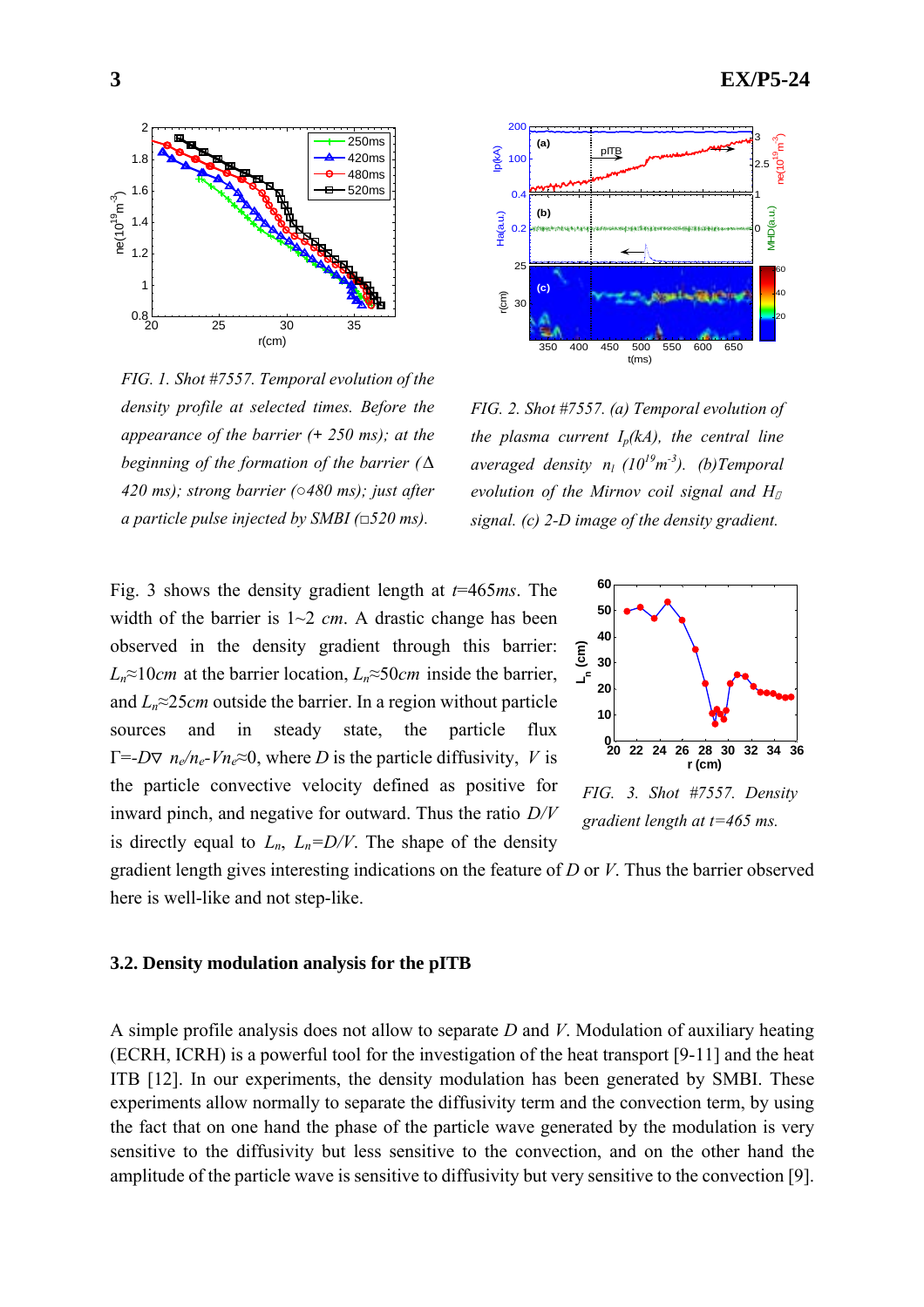*FIG. 1. Shot #7557. Temporal evolution of the density profile at selected times. Before the appearance of the barrier (+ 250 ms); at the beginning of the formation of the barrier (Δ 420 ms); strong barrier (○480 ms); just after a particle pulse injected by SMBI (□520 ms).*

*FIG. 2. Shot #7557. (a) Temporal evolution of the plasma current $I_p$(kA), the central line averaged density $n_l$ ($10^{19}m^{-3}$). (b)Temporal evolution of the Mirnov coil signal and $H_\alpha$ signal. (c) 2-D image of the density gradient.*

Fig. 3 shows the density gradient length at $t$=465$ms$. The width of the barrier is 1~2 $cm$. A drastic change has been observed in the density gradient through this barrier: $L_n \approx 10cm$ at the barrier location, $L_n \approx 50cm$ inside the barrier, and $L_n \approx 25cm$ outside the barrier. In a region without particle sources and in steady state, the particle flux $\Gamma = -D\nabla n_e/n_e - Vn_e \approx 0$, where $D$ is the particle diffusivity, $V$ is the particle convective velocity defined as positive for inward pinch, and negative for outward. Thus the ratio $D/V$ is directly equal to $L_n$, $L_n = D/V$. The shape of the density gradient length gives interesting indications on the feature of $D$ or $V$. Thus the barrier observed here is well-like and not step-like.

*FIG. 3. Shot #7557. Density gradient length at t=465 ms.*

### 3.2. Density modulation analysis for the pITB

A simple profile analysis does not allow to separate $D$ and $V$. Modulation of auxiliary heating (ECRH, ICRH) is a powerful tool for the investigation of the heat transport [9-11] and the heat ITB [12]. In our experiments, the density modulation has been generated by SMBI. These experiments allow normally to separate the diffusivity term and the convection term, by using the fact that on one hand the phase of the particle wave generated by the modulation is very sensitive to the diffusivity but less sensitive to the convection, and on the other hand the amplitude of the particle wave is sensitive to diffusivity but very sensitive to the convection [9].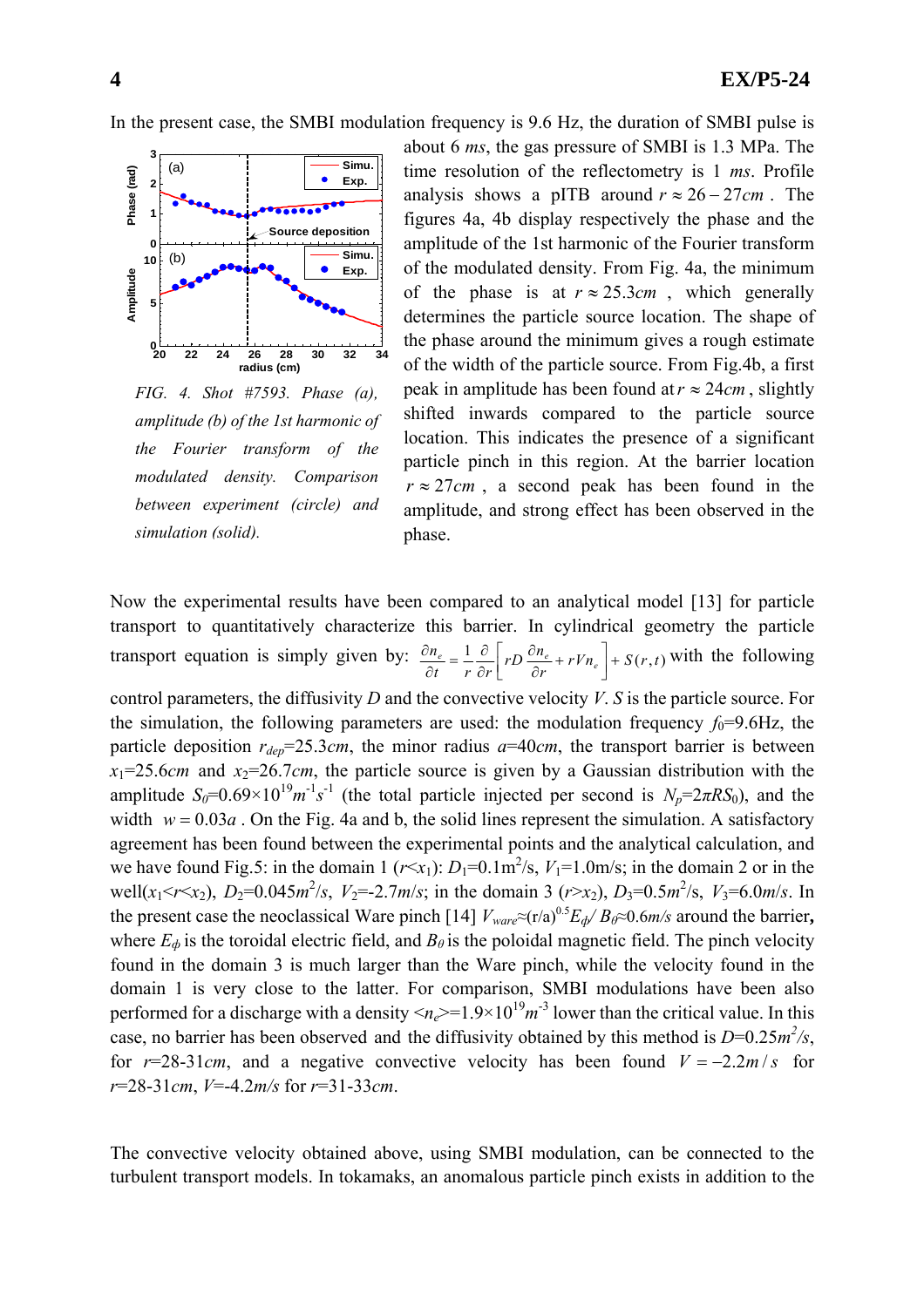In the present case, the SMBI modulation frequency is 9.6 Hz, the duration of SMBI pulse is about 6 *ms*, the gas pressure of SMBI is 1.3 MPa. The time resolution of the reflectometry is 1 *ms*. Profile analysis shows a pITB around $r \approx 26-27cm$ . The figures 4a, 4b display respectively the phase and the amplitude of the 1st harmonic of the Fourier transform of the modulated density. From Fig. 4a, the minimum of the phase is at $r \approx 25.3cm$ , which generally determines the particle source location. The shape of the phase around the minimum gives a rough estimate of the width of the particle source. From Fig.4b, a first peak in amplitude has been found at $r \approx 24cm$ , slightly shifted inwards compared to the particle source location. This indicates the presence of a significant particle pinch in this region. At the barrier location $r \approx 27cm$ , a second peak has been found in the amplitude, and strong effect has been observed in the phase.

*FIG. 4. Shot #7593. Phase (a), amplitude (b) of the 1st harmonic of the Fourier transform of the modulated density. Comparison between experiment (circle) and simulation (solid).*

Now the experimental results have been compared to an analytical model [13] for particle transport to quantitatively characterize this barrier. In cylindrical geometry the particle transport equation is simply given by: $\frac{\partial n_e}{\partial t} = \frac{1}{r}\frac{\partial}{\partial r}\left[ rD\frac{\partial n_e}{\partial r} + rVn_e \right] + S(r,t)$ with the following control parameters, the diffusivity $D$ and the convective velocity $V$. $S$ is the particle source. For the simulation, the following parameters are used: the modulation frequency $f_0$=9.6Hz, the particle deposition $r_{dep}$=25.3*cm*, the minor radius $a$=40*cm*, the transport barrier is between $x_1$=25.6*cm* and $x_2$=26.7*cm*, the particle source is given by a Gaussian distribution with the amplitude $S_0$=0.69×10$^{19}$$m^{-1}s^{-1}$ (the total particle injected per second is $N_p$=2$\pi RS_0$), and the width $w = 0.03a$ . On the Fig. 4a and b, the solid lines represent the simulation. A satisfactory agreement has been found between the experimental points and the analytical calculation, and we have found Fig.5: in the domain 1 ($r$<$x_1$): $D_1$=0.1m$^2$/s, $V_1$=1.0m/s; in the domain 2 or in the well($x_1$<$r$<$x_2$), $D_2$=0.045$m^2$/s, $V_2$=-2.7*m/s*; in the domain 3 ($r$>$x_2$), $D_3$=0.5$m^2$/s, $V_3$=6.0*m/s*. In the present case the neoclassical Ware pinch [14] $V_{ware}$≈$(r/a)^{0.5}E_\phi/B_\theta$≈0.6*m/s* around the barrier**,** where $E_\phi$ is the toroidal electric field, and $B_\theta$ is the poloidal magnetic field. The pinch velocity found in the domain 3 is much larger than the Ware pinch, while the velocity found in the domain 1 is very close to the latter. For comparison, SMBI modulations have been also performed for a discharge with a density $\langle n_e\rangle$=1.9×10$^{19}$$m^{-3}$ lower than the critical value. In this case, no barrier has been observed and the diffusivity obtained by this method is $D$=0.25$m^2$/s, for $r$=28-31*cm*, and a negative convective velocity has been found $V = -2.2m/s$ for $r$=28-31*cm*, $V$=-4.2*m/s* for $r$=31-33*cm*.

The convective velocity obtained above, using SMBI modulation, can be connected to the turbulent transport models. In tokamaks, an anomalous particle pinch exists in addition to the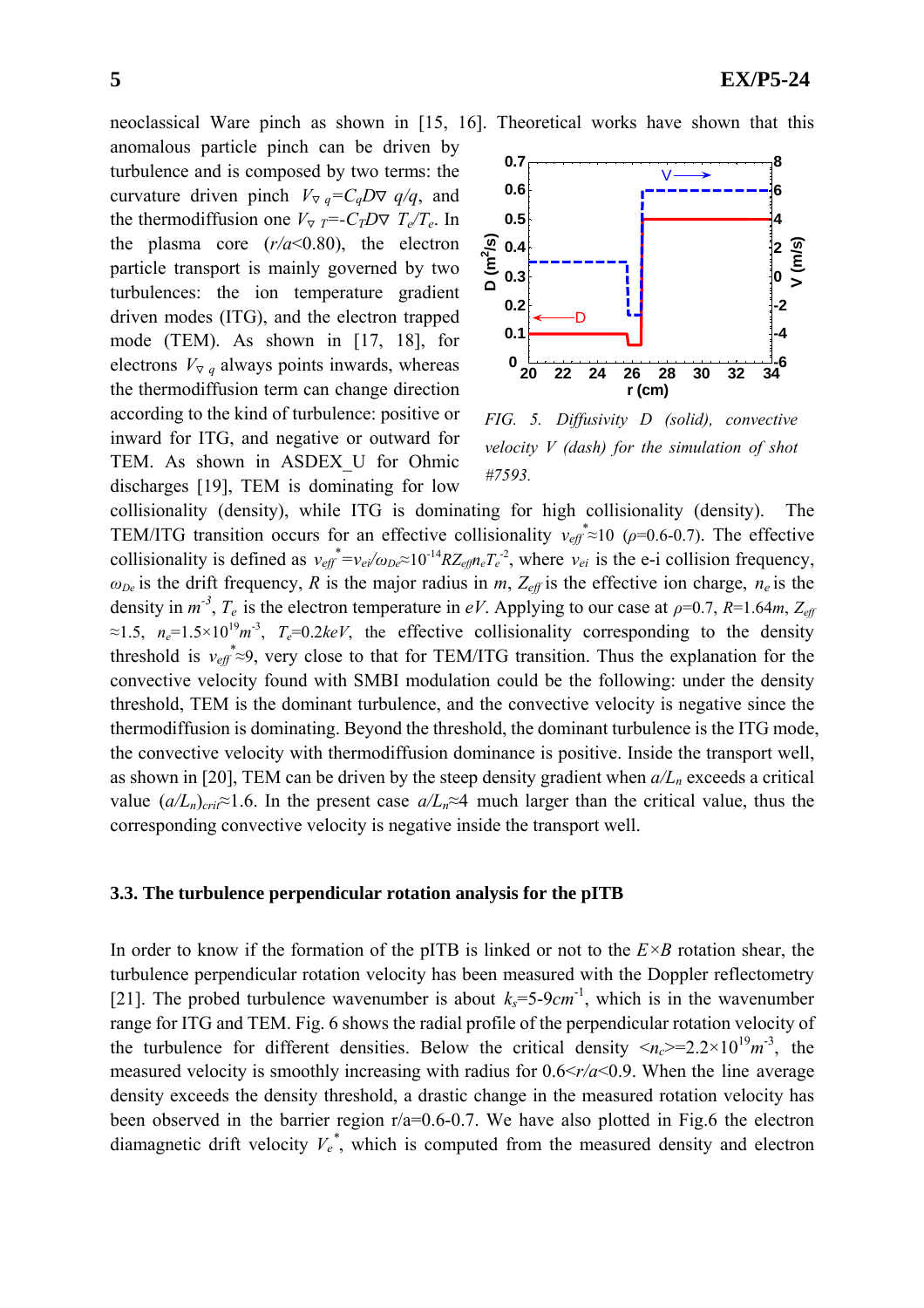neoclassical Ware pinch as shown in [15, 16]. Theoretical works have shown that this anomalous particle pinch can be driven by turbulence and is composed by two terms: the curvature driven pinch $V_{\nabla q}=C_q D\nabla q/q$, and the thermodiffusion one $V_{\nabla T}=-C_T D\nabla T_e/T_e$. In the plasma core ($r/a$<0.80), the electron particle transport is mainly governed by two turbulences: the ion temperature gradient driven modes (ITG), and the electron trapped mode (TEM). As shown in [17, 18], for electrons $V_{\nabla q}$ always points inwards, whereas the thermodiffusion term can change direction according to the kind of turbulence: positive or inward for ITG, and negative or outward for TEM. As shown in ASDEX_U for Ohmic discharges [19], TEM is dominating for low collisionality (density), while ITG is dominating for high collisionality (density). The TEM/ITG transition occurs for an effective collisionality $\nu_{eff}^*\approx10$ ($\rho$=0.6-0.7). The effective collisionality is defined as $\nu_{eff}^*=\nu_{ei}/\omega_{De}\approx10^{-14}RZ_{eff}n_eT_e^{-2}$, where $\nu_{ei}$ is the e-i collision frequency, $\omega_{De}$ is the drift frequency, $R$ is the major radius in $m$, $Z_{eff}$ is the effective ion charge, $n_e$ is the density in $m^{-3}$, $T_e$ is the electron temperature in $eV$. Applying to our case at $\rho$=0.7, $R$=1.64$m$, $Z_{eff}\approx1.5$, $n_e=1.5\times10^{19}m^{-3}$, $T_e$=0.2$keV$, the effective collisionality corresponding to the density threshold is $\nu_{eff}^*\approx9$, very close to that for TEM/ITG transition. Thus the explanation for the convective velocity found with SMBI modulation could be the following: under the density threshold, TEM is the dominant turbulence, and the convective velocity is negative since the thermodiffusion is dominating. Beyond the threshold, the dominant turbulence is the ITG mode, the convective velocity with thermodiffusion dominance is positive. Inside the transport well, as shown in [20], TEM can be driven by the steep density gradient when $a/L_n$ exceeds a critical value $(a/L_n)_{crit}\approx1.6$. In the present case $a/L_n\approx4$ much larger than the critical value, thus the corresponding convective velocity is negative inside the transport well.

*FIG. 5. Diffusivity D (solid), convective velocity V (dash) for the simulation of shot #7593.*

### 3.3. The turbulence perpendicular rotation analysis for the pITB

In order to know if the formation of the pITB is linked or not to the $E\times B$ rotation shear, the turbulence perpendicular rotation velocity has been measured with the Doppler reflectometry [21]. The probed turbulence wavenumber is about $k_s$=5-9$cm^{-1}$, which is in the wavenumber range for ITG and TEM. Fig. 6 shows the radial profile of the perpendicular rotation velocity of the turbulence for different densities. Below the critical density $<n_c>=2.2\times10^{19}m^{-3}$, the measured velocity is smoothly increasing with radius for 0.6<$r/a$<0.9. When the line average density exceeds the density threshold, a drastic change in the measured rotation velocity has been observed in the barrier region r/a=0.6-0.7. We have also plotted in Fig.6 the electron diamagnetic drift velocity $V_e^*$, which is computed from the measured density and electron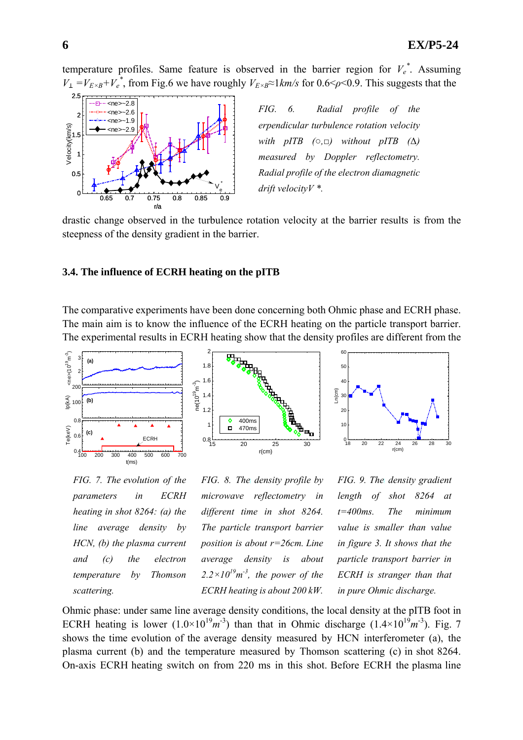temperature profiles. Same feature is observed in the barrier region for $V_e^*$. Assuming $V_\perp = V_{E\times B}+V_e^*$, from Fig.6 we have roughly $V_{E\times B}\approx 1km/s$ for $0.6<\rho<0.9$. This suggests that the drastic change observed in the turbulence rotation velocity at the barrier results is from the steepness of the density gradient in the barrier.

*FIG. 6. Radial profile of the erpendicular turbulence rotation velocity with pITB (○,□) without pITB (Δ) measured by Doppler reflectometry. Radial profile of the electron diamagnetic drift velocity $V^*$.*

### 3.4. The influence of ECRH heating on the pITB

The comparative experiments have been done concerning both Ohmic phase and ECRH phase. The main aim is to know the influence of the ECRH heating on the particle transport barrier. The experimental results in ECRH heating show that the density profiles are different from the Ohmic phase: under same line average density conditions, the local density at the pITB foot in ECRH heating is lower ($1.0\times10^{19}m^{-3}$) than that in Ohmic discharge ($1.4\times10^{19}m^{-3}$). Fig. 7 shows the time evolution of the average density measured by HCN interferometer (a), the plasma current (b) and the temperature measured by Thomson scattering (c) in shot 8264. On-axis ECRH heating switch on from 220 ms in this shot. Before ECRH the plasma line

*FIG. 7. The evolution of the parameters in ECRH heating in shot 8264: (a) the line average density by HCN, (b) the plasma current and (c) the electron temperature by Thomson scattering.*

*FIG. 8. The density profile by microwave reflectometry in different time in shot 8264. The particle transport barrier position is about r=26cm. Line average density is about $2.2\times10^{19}m^{-3}$, the power of the ECRH heating is about 200 kW.*

*FIG. 9. The density gradient length of shot 8264 at t=400ms. The minimum value is smaller than value in figure 3. It shows that the particle transport barrier in ECRH is stranger than that in pure Ohmic discharge.*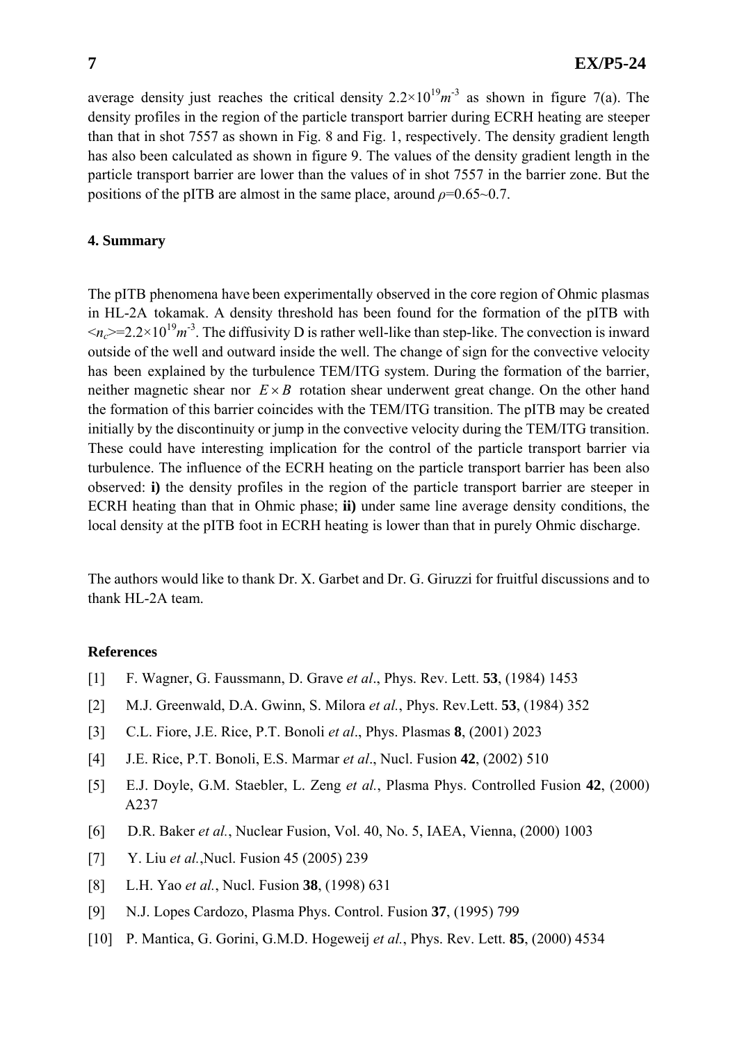average density just reaches the critical density $2.2\times10^{19}m^{-3}$ as shown in figure 7(a). The density profiles in the region of the particle transport barrier during ECRH heating are steeper than that in shot 7557 as shown in Fig. 8 and Fig. 1, respectively. The density gradient length has also been calculated as shown in figure 9. The values of the density gradient length in the particle transport barrier are lower than the values of in shot 7557 in the barrier zone. But the positions of the pITB are almost in the same place, around $\rho$=0.65~0.7.

## 4. Summary

The pITB phenomena have been experimentally observed in the core region of Ohmic plasmas in HL-2A tokamak. A density threshold has been found for the formation of the pITB with $\langle n_c \rangle = 2.2\times10^{19}m^{-3}$. The diffusivity D is rather well-like than step-like. The convection is inward outside of the well and outward inside the well. The change of sign for the convective velocity has been explained by the turbulence TEM/ITG system. During the formation of the barrier, neither magnetic shear nor $E\times B$ rotation shear underwent great change. On the other hand the formation of this barrier coincides with the TEM/ITG transition. The pITB may be created initially by the discontinuity or jump in the convective velocity during the TEM/ITG transition. These could have interesting implication for the control of the particle transport barrier via turbulence. The influence of the ECRH heating on the particle transport barrier has been also observed: **i)** the density profiles in the region of the particle transport barrier are steeper in ECRH heating than that in Ohmic phase; **ii)** under same line average density conditions, the local density at the pITB foot in ECRH heating is lower than that in purely Ohmic discharge.

The authors would like to thank Dr. X. Garbet and Dr. G. Giruzzi for fruitful discussions and to thank HL-2A team.

## References

[1] F. Wagner, G. Faussmann, D. Grave *et al*., Phys. Rev. Lett. **53**, (1984) 1453

[2] M.J. Greenwald, D.A. Gwinn, S. Milora *et al.*, Phys. Rev.Lett. **53**, (1984) 352

[3] C.L. Fiore, J.E. Rice, P.T. Bonoli *et al*., Phys. Plasmas **8**, (2001) 2023

[4] J.E. Rice, P.T. Bonoli, E.S. Marmar *et al*., Nucl. Fusion **42**, (2002) 510

[5] E.J. Doyle, G.M. Staebler, L. Zeng *et al.*, Plasma Phys. Controlled Fusion **42**, (2000) A237

[6] D.R. Baker *et al.*, Nuclear Fusion, Vol. 40, No. 5, IAEA, Vienna, (2000) 1003

[7] Y. Liu *et al.*,Nucl. Fusion 45 (2005) 239

[8] L.H. Yao *et al.*, Nucl. Fusion **38**, (1998) 631

[9] N.J. Lopes Cardozo, Plasma Phys. Control. Fusion **37**, (1995) 799

[10] P. Mantica, G. Gorini, G.M.D. Hogeweij *et al.*, Phys. Rev. Lett. **85**, (2000) 4534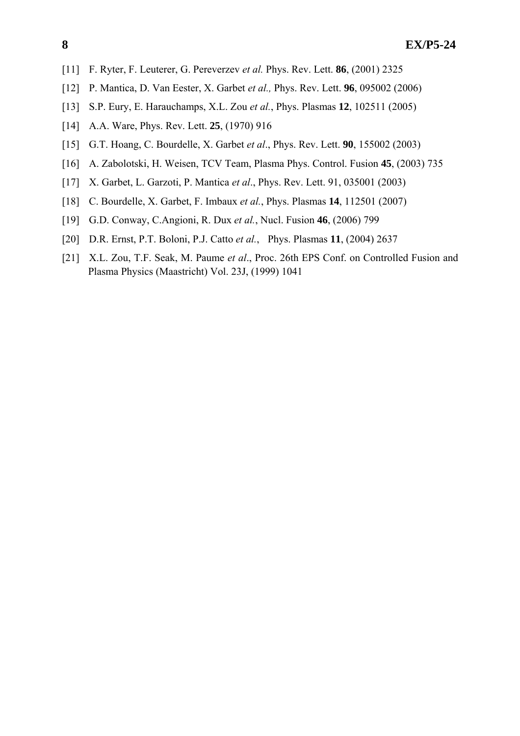[11] F. Ryter, F. Leuterer, G. Pereverzev *et al.* Phys. Rev. Lett. **86**, (2001) 2325

[12] P. Mantica, D. Van Eester, X. Garbet *et al.,* Phys. Rev. Lett. **96**, 095002 (2006)

[13] S.P. Eury, E. Harauchamps, X.L. Zou *et al.*, Phys. Plasmas **12**, 102511 (2005)

[14] A.A. Ware, Phys. Rev. Lett. **25**, (1970) 916

[15] G.T. Hoang, C. Bourdelle, X. Garbet *et al*., Phys. Rev. Lett. **90**, 155002 (2003)

[16] A. Zabolotski, H. Weisen, TCV Team, Plasma Phys. Control. Fusion **45**, (2003) 735

[17] X. Garbet, L. Garzoti, P. Mantica *et al*., Phys. Rev. Lett. 91, 035001 (2003)

[18] C. Bourdelle, X. Garbet, F. Imbaux *et al.*, Phys. Plasmas **14**, 112501 (2007)

[19] G.D. Conway, C.Angioni, R. Dux *et al.*, Nucl. Fusion **46**, (2006) 799

[20] D.R. Ernst, P.T. Boloni, P.J. Catto *et al.*, Phys. Plasmas **11**, (2004) 2637

[21] X.L. Zou, T.F. Seak, M. Paume *et al*., Proc. 26th EPS Conf. on Controlled Fusion and Plasma Physics (Maastricht) Vol. 23J, (1999) 1041